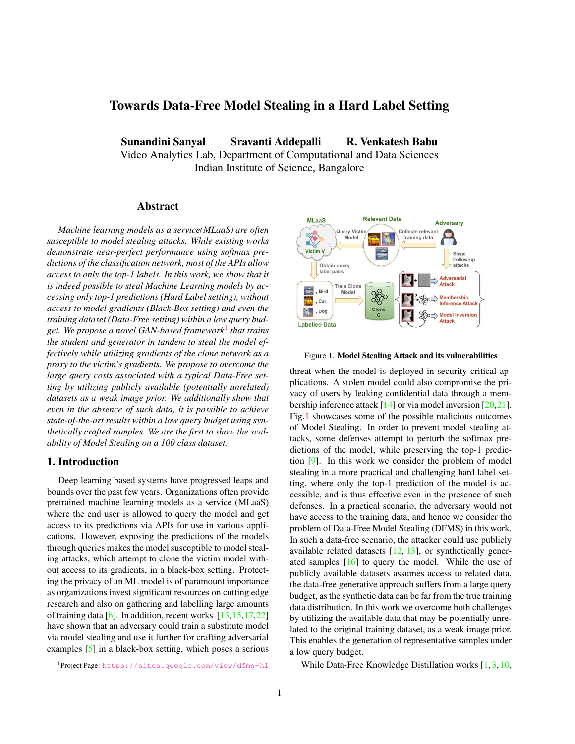# Towards Data-Free Model Stealing in a Hard Label Setting

**Sunandini Sanyal   Sravanti Addepalli   R. Venkatesh Babu**
Video Analytics Lab, Department of Computational and Data Sciences
Indian Institute of Science, Bangalore

## Abstract

*Machine learning models as a service(MLaaS) are often susceptible to model stealing attacks. While existing works demonstrate near-perfect performance using softmax predictions of the classification network, most of the APIs allow access to only the top-1 labels. In this work, we show that it is indeed possible to steal Machine Learning models by accessing only top-1 predictions (Hard Label setting), without access to model gradients (Black-Box setting) and even the training dataset (Data-Free setting) within a low query budget. We propose a novel GAN-based framework[1] that trains the student and generator in tandem to steal the model effectively while utilizing gradients of the clone network as a proxy to the victim's gradients. We propose to overcome the large query costs associated with a typical Data-Free setting by utilizing publicly available (potentially unrelated) datasets as a weak image prior. We additionally show that even in the absence of such data, it is possible to achieve state-of-the-art results within a low query budget using synthetically crafted samples. We are the first to show the scalability of Model Stealing on a 100 class dataset.*

## 1. Introduction

Deep learning based systems have progressed leaps and bounds over the past few years. Organizations often provide pretrained machine learning models as a service (MLaaS) where the end user is allowed to query the model and get access to its predictions via APIs for use in various applications. However, exposing the predictions of the models through queries makes the model susceptible to model stealing attacks, which attempt to clone the victim model without access to its gradients, in a black-box setting. Protecting the privacy of an ML model is of paramount importance as organizations invest significant resources on cutting edge research and also on gathering and labelling large amounts of training data [6]. In addition, recent works [13,15,17,22] have shown that an adversary could train a substitute model via model stealing and use it further for crafting adversarial examples [5] in a black-box setting, which poses a serious threat when the model is deployed in security critical applications. A stolen model could also compromise the privacy of users by leaking confidential data through a membership inference attack [14] or via model inversion [20,21]. Fig.1 showcases some of the possible malicious outcomes of Model Stealing. In order to prevent model stealing attacks, some defenses attempt to perturb the softmax predictions of the model, while preserving the top-1 prediction [9]. In this work we consider the problem of model stealing in a more practical and challenging hard label setting, where only the top-1 prediction of the model is accessible, and is thus effective even in the presence of such defenses. In a practical scenario, the adversary would not have access to the training data, and hence we consider the problem of Data-Free Model Stealing (DFMS) in this work. In such a data-free scenario, the attacker could use publicly available related datasets [12, 13], or synthetically generated samples [16] to query the model. While the use of publicly available datasets assumes access to related data, the data-free generative approach suffers from a large query budget, as the synthetic data can be far from the true training data distribution. In this work we overcome both challenges by utilizing the available data that may be potentially unrelated to the original training dataset, as a weak image prior. This enables the generation of representative samples under a low query budget.

Figure 1. **Model Stealing Attack and its vulnerabilities**

While Data-Free Knowledge Distillation works [1, 3, 10,

[1] Project Page: https://sites.google.com/view/dfms-hl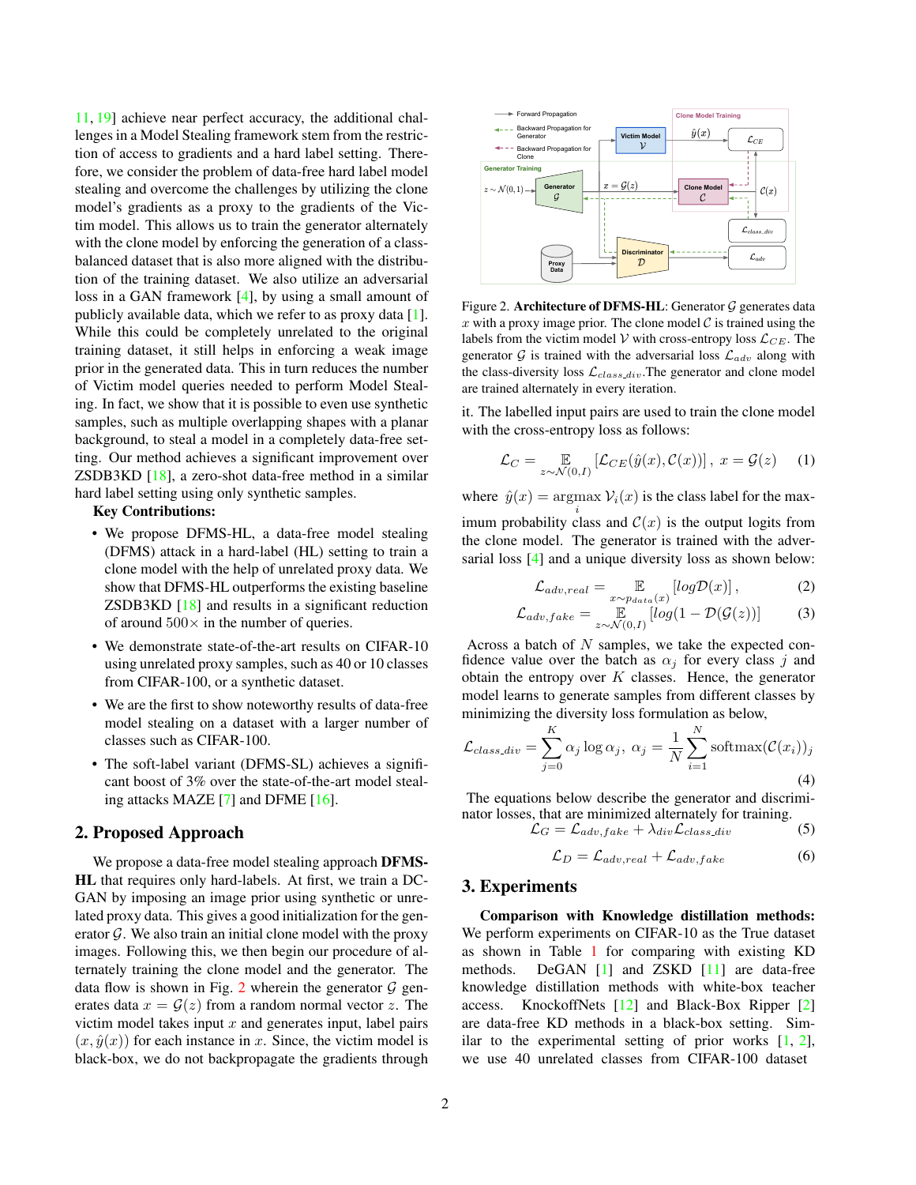11, 19] achieve near perfect accuracy, the additional challenges in a Model Stealing framework stem from the restriction of access to gradients and a hard label setting. Therefore, we consider the problem of data-free hard label model stealing and overcome the challenges by utilizing the clone model's gradients as a proxy to the gradients of the Victim model. This allows us to train the generator alternately with the clone model by enforcing the generation of a class-balanced dataset that is also more aligned with the distribution of the training dataset. We also utilize an adversarial loss in a GAN framework [4], by using a small amount of publicly available data, which we refer to as proxy data [1]. While this could be completely unrelated to the original training dataset, it still helps in enforcing a weak image prior in the generated data. This in turn reduces the number of Victim model queries needed to perform Model Stealing. In fact, we show that it is possible to even use synthetic samples, such as multiple overlapping shapes with a planar background, to steal a model in a completely data-free setting. Our method achieves a significant improvement over ZSDB3KD [18], a zero-shot data-free method in a similar hard label setting using only synthetic samples.

**Key Contributions:**

- We propose DFMS-HL, a data-free model stealing (DFMS) attack in a hard-label (HL) setting to train a clone model with the help of unrelated proxy data. We show that DFMS-HL outperforms the existing baseline ZSDB3KD [18] and results in a significant reduction of around $500\times$ in the number of queries.
- We demonstrate state-of-the-art results on CIFAR-10 using unrelated proxy samples, such as 40 or 10 classes from CIFAR-100, or a synthetic dataset.
- We are the first to show noteworthy results of data-free model stealing on a dataset with a larger number of classes such as CIFAR-100.
- The soft-label variant (DFMS-SL) achieves a significant boost of 3% over the state-of-the-art model stealing attacks MAZE [7] and DFME [16].

## 2. Proposed Approach

We propose a data-free model stealing approach **DFMS-HL** that requires only hard-labels. At first, we train a DC-GAN by imposing an image prior using synthetic or unrelated proxy data. This gives a good initialization for the generator $\mathcal{G}$. We also train an initial clone model with the proxy images. Following this, we then begin our procedure of alternately training the clone model and the generator. The data flow is shown in Fig. 2 wherein the generator $\mathcal{G}$ generates data $x = \mathcal{G}(z)$ from a random normal vector $z$. The victim model takes input $x$ and generates input, label pairs $(x, \hat{y}(x))$ for each instance in $x$. Since, the victim model is black-box, we do not backpropagate the gradients through it. The labelled input pairs are used to train the clone model with the cross-entropy loss as follows:

Figure 2. **Architecture of DFMS-HL**: Generator $\mathcal{G}$ generates data $x$ with a proxy image prior. The clone model $\mathcal{C}$ is trained using the labels from the victim model $\mathcal{V}$ with cross-entropy loss $\mathcal{L}_{CE}$. The generator $\mathcal{G}$ is trained with the adversarial loss $\mathcal{L}_{adv}$ along with the class-diversity loss $\mathcal{L}_{class\_div}$.The generator and clone model are trained alternately in every iteration.

$$\mathcal{L}_C = \mathop{\mathbb{E}}_{z \sim \mathcal{N}(0,I)} \left[\mathcal{L}_{CE}(\hat{y}(x), \mathcal{C}(x))\right], \; x = \mathcal{G}(z) \quad (1)$$

where $\hat{y}(x) = \underset{i}{\operatorname{argmax}}\, \mathcal{V}_i(x)$ is the class label for the maximum probability class and $\mathcal{C}(x)$ is the output logits from the clone model. The generator is trained with the adversarial loss [4] and a unique diversity loss as shown below:

$$\mathcal{L}_{adv,real} = \mathop{\mathbb{E}}_{x \sim p_{data}(x)} [log \mathcal{D}(x)] \,, \quad (2)$$

$$\mathcal{L}_{adv,fake} = \mathop{\mathbb{E}}_{z \sim \mathcal{N}(0,I)} [log(1 - \mathcal{D}(\mathcal{G}(z))] \quad (3)$$

Across a batch of $N$ samples, we take the expected confidence value over the batch as $\alpha_j$ for every class $j$ and obtain the entropy over $K$ classes. Hence, the generator model learns to generate samples from different classes by minimizing the diversity loss formulation as below,

$$\mathcal{L}_{class\_div} = \sum_{j=0}^{K} \alpha_j \log \alpha_j, \;\; \alpha_j = \frac{1}{N} \sum_{i=1}^{N} \text{softmax}(\mathcal{C}(x_i))_j \quad (4)$$

The equations below describe the generator and discriminator losses, that are minimized alternately for training.

$$\mathcal{L}_G = \mathcal{L}_{adv,fake} + \lambda_{div} \mathcal{L}_{class\_div} \quad (5)$$

$$\mathcal{L}_D = \mathcal{L}_{adv,real} + \mathcal{L}_{adv,fake} \quad (6)$$

## 3. Experiments

**Comparison with Knowledge distillation methods:** We perform experiments on CIFAR-10 as the True dataset as shown in Table 1 for comparing with existing KD methods. DeGAN [1] and ZSKD [11] are data-free knowledge distillation methods with white-box teacher access. KnockoffNets [12] and Black-Box Ripper [2] are data-free KD methods in a black-box setting. Similar to the experimental setting of prior works [1, 2], we use 40 unrelated classes from CIFAR-100 dataset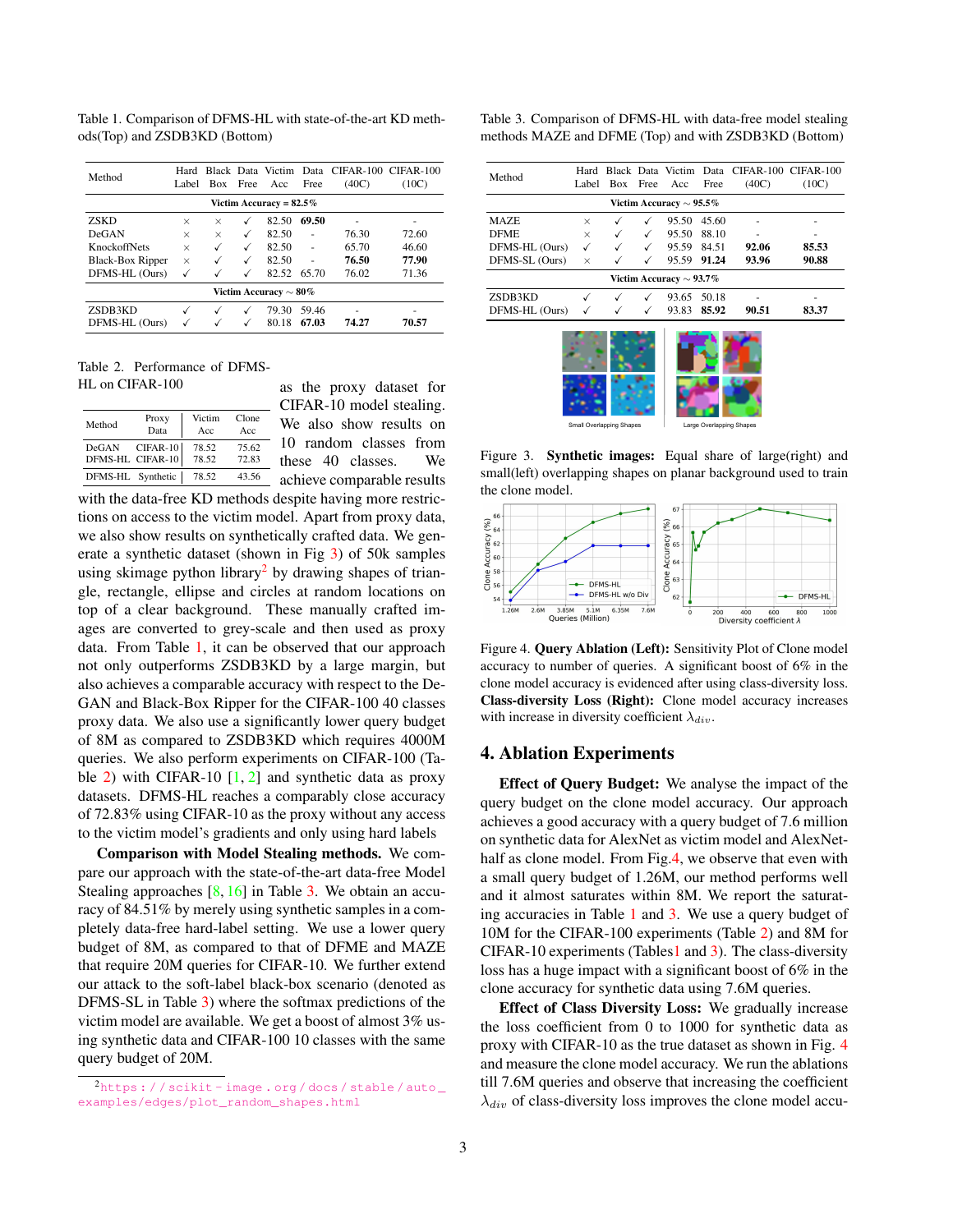Table 1. Comparison of DFMS-HL with state-of-the-art KD methods(Top) and ZSDB3KD (Bottom)

| Method | Hard Label | Black Box | Data Free | Victim Acc | Data Free | CIFAR-100 (40C) | CIFAR-100 (10C) |
|---|---|---|---|---|---|---|---|
| **Victim Accuracy = 82.5%** | | | | | | | |
| ZSKD | × | × | ✓ | 82.50 | **69.50** | - | - |
| DeGAN | × | × | ✓ | 82.50 | - | 76.30 | 72.60 |
| KnockoffNets | × | ✓ | ✓ | 82.50 | - | 65.70 | 46.60 |
| Black-Box Ripper | × | ✓ | ✓ | 82.50 | - | **76.50** | **77.90** |
| DFMS-HL (Ours) | ✓ | ✓ | ✓ | 82.52 | 65.70 | 76.02 | 71.36 |
| **Victim Accuracy ∼ 80%** | | | | | | | |
| ZSDB3KD | ✓ | ✓ | ✓ | 79.30 | 59.46 | - | - |
| DFMS-HL (Ours) | ✓ | ✓ | ✓ | 80.18 | **67.03** | **74.27** | **70.57** |

Table 2. Performance of DFMS-HL on CIFAR-100

| Method | Proxy Data | Victim Acc | Clone Acc |
|---|---|---|---|
| DeGAN | CIFAR-10 | 78.52 | 75.62 |
| DFMS-HL | CIFAR-10 | 78.52 | 72.83 |
| DFMS-HL | Synthetic | 78.52 | 43.56 |

as the proxy dataset for CIFAR-10 model stealing. We also show results on 10 random classes from these 40 classes. We achieve comparable results with the data-free KD methods despite having more restrictions on access to the victim model. Apart from proxy data, we also show results on synthetically crafted data. We generate a synthetic dataset (shown in Fig 3) of 50k samples using skimage python library[2] by drawing shapes of triangle, rectangle, ellipse and circles at random locations on top of a clear background. These manually crafted images are converted to grey-scale and then used as proxy data. From Table 1, it can be observed that our approach not only outperforms ZSDB3KD by a large margin, but also achieves a comparable accuracy with respect to the DeGAN and Black-Box Ripper for the CIFAR-100 40 classes proxy data. We also use a significantly lower query budget of 8M as compared to ZSDB3KD which requires 4000M queries. We also perform experiments on CIFAR-100 (Table 2) with CIFAR-10 [1, 2] and synthetic data as proxy datasets. DFMS-HL reaches a comparably close accuracy of 72.83% using CIFAR-10 as the proxy without any access to the victim model's gradients and only using hard labels

**Comparison with Model Stealing methods.** We compare our approach with the state-of-the-art data-free Model Stealing approaches [8, 16] in Table 3. We obtain an accuracy of 84.51% by merely using synthetic samples in a completely data-free hard-label setting. We use a lower query budget of 8M, as compared to that of DFME and MAZE that require 20M queries for CIFAR-10. We further extend our attack to the soft-label black-box scenario (denoted as DFMS-SL in Table 3) where the softmax predictions of the victim model are available. We get a boost of almost 3% using synthetic data and CIFAR-100 10 classes with the same query budget of 20M.

[2] https://scikit-image.org/docs/stable/auto_examples/edges/plot_random_shapes.html

Table 3. Comparison of DFMS-HL with data-free model stealing methods MAZE and DFME (Top) and with ZSDB3KD (Bottom)

| Method | Hard Label | Black Box | Data Free | Victim Acc | Data Free | CIFAR-100 (40C) | CIFAR-100 (10C) |
|---|---|---|---|---|---|---|---|
| **Victim Accuracy ∼ 95.5%** | | | | | | | |
| MAZE | × | ✓ | ✓ | 95.50 | 45.60 | - | - |
| DFME | × | ✓ | ✓ | 95.50 | 88.10 | - | - |
| DFMS-HL (Ours) | ✓ | ✓ | ✓ | 95.59 | 84.51 | **92.06** | **85.53** |
| DFMS-SL (Ours) | × | ✓ | ✓ | 95.59 | **91.24** | **93.96** | **90.88** |
| **Victim Accuracy ∼ 93.7%** | | | | | | | |
| ZSDB3KD | ✓ | ✓ | ✓ | 93.65 | 50.18 | - | - |
| DFMS-HL (Ours) | ✓ | ✓ | ✓ | 93.83 | **85.92** | **90.51** | **83.37** |

Figure 3. **Synthetic images:** Equal share of large(right) and small(left) overlapping shapes on planar background used to train the clone model.

Figure 4. **Query Ablation (Left):** Sensitivity Plot of Clone model accuracy to number of queries. A significant boost of 6% in the clone model accuracy is evidenced after using class-diversity loss. **Class-diversity Loss (Right):** Clone model accuracy increases with increase in diversity coefficient $\lambda_{div}$.

## 4. Ablation Experiments

**Effect of Query Budget:** We analyse the impact of the query budget on the clone model accuracy. Our approach achieves a good accuracy with a query budget of 7.6 million on synthetic data for AlexNet as victim model and AlexNet-half as clone model. From Fig.4, we observe that even with a small query budget of 1.26M, our method performs well and it almost saturates within 8M. We report the saturating accuracies in Table 1 and 3. We use a query budget of 10M for the CIFAR-100 experiments (Table 2) and 8M for CIFAR-10 experiments (Tables1 and 3). The class-diversity loss has a huge impact with a significant boost of 6% in the clone accuracy for synthetic data using 7.6M queries.

**Effect of Class Diversity Loss:** We gradually increase the loss coefficient from 0 to 1000 for synthetic data as proxy with CIFAR-10 as the true dataset as shown in Fig. 4 and measure the clone model accuracy. We run the ablations till 7.6M queries and observe that increasing the coefficient $\lambda_{div}$ of class-diversity loss improves the clone model accu-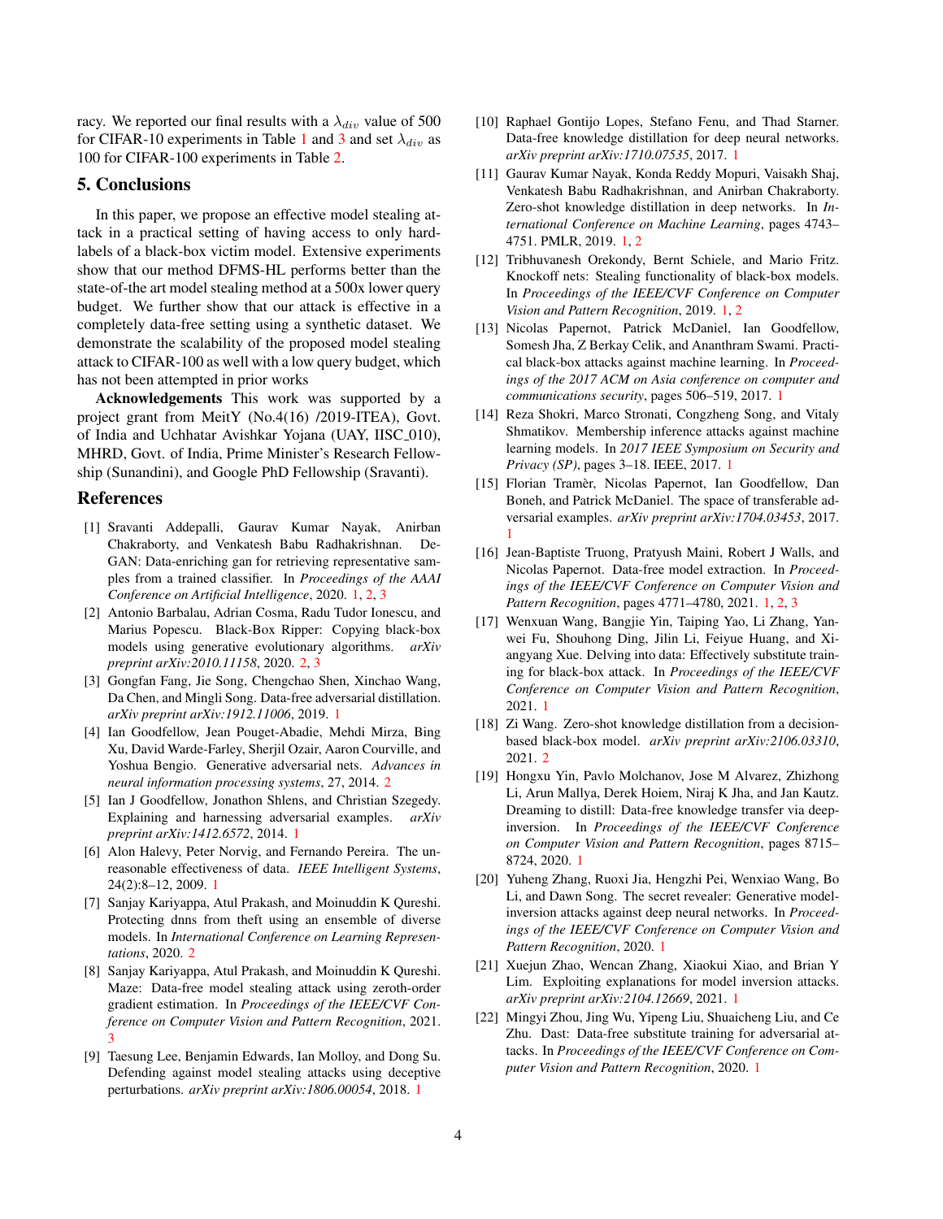racy. We reported our final results with a $\lambda_{div}$ value of 500 for CIFAR-10 experiments in Table 1 and 3 and set $\lambda_{div}$ as 100 for CIFAR-100 experiments in Table 2.

## 5. Conclusions

In this paper, we propose an effective model stealing attack in a practical setting of having access to only hard-labels of a black-box victim model. Extensive experiments show that our method DFMS-HL performs better than the state-of-the art model stealing method at a 500x lower query budget. We further show that our attack is effective in a completely data-free setting using a synthetic dataset. We demonstrate the scalability of the proposed model stealing attack to CIFAR-100 as well with a low query budget, which has not been attempted in prior works

**Acknowledgements** This work was supported by a project grant from MeitY (No.4(16) /2019-ITEA), Govt. of India and Uchhatar Avishkar Yojana (UAY, IISC_010), MHRD, Govt. of India, Prime Minister's Research Fellowship (Sunandini), and Google PhD Fellowship (Sravanti).

## References

[1] Sravanti Addepalli, Gaurav Kumar Nayak, Anirban Chakraborty, and Venkatesh Babu Radhakrishnan. DeGAN: Data-enriching gan for retrieving representative samples from a trained classifier. In *Proceedings of the AAAI Conference on Artificial Intelligence*, 2020. 1, 2, 3

[2] Antonio Barbalau, Adrian Cosma, Radu Tudor Ionescu, and Marius Popescu. Black-Box Ripper: Copying black-box models using generative evolutionary algorithms. *arXiv preprint arXiv:2010.11158*, 2020. 2, 3

[3] Gongfan Fang, Jie Song, Chengchao Shen, Xinchao Wang, Da Chen, and Mingli Song. Data-free adversarial distillation. *arXiv preprint arXiv:1912.11006*, 2019. 1

[4] Ian Goodfellow, Jean Pouget-Abadie, Mehdi Mirza, Bing Xu, David Warde-Farley, Sherjil Ozair, Aaron Courville, and Yoshua Bengio. Generative adversarial nets. *Advances in neural information processing systems*, 27, 2014. 2

[5] Ian J Goodfellow, Jonathon Shlens, and Christian Szegedy. Explaining and harnessing adversarial examples. *arXiv preprint arXiv:1412.6572*, 2014. 1

[6] Alon Halevy, Peter Norvig, and Fernando Pereira. The unreasonable effectiveness of data. *IEEE Intelligent Systems*, 24(2):8–12, 2009. 1

[7] Sanjay Kariyappa, Atul Prakash, and Moinuddin K Qureshi. Protecting dnns from theft using an ensemble of diverse models. In *International Conference on Learning Representations*, 2020. 2

[8] Sanjay Kariyappa, Atul Prakash, and Moinuddin K Qureshi. Maze: Data-free model stealing attack using zeroth-order gradient estimation. In *Proceedings of the IEEE/CVF Conference on Computer Vision and Pattern Recognition*, 2021. 3

[9] Taesung Lee, Benjamin Edwards, Ian Molloy, and Dong Su. Defending against model stealing attacks using deceptive perturbations. *arXiv preprint arXiv:1806.00054*, 2018. 1

[10] Raphael Gontijo Lopes, Stefano Fenu, and Thad Starner. Data-free knowledge distillation for deep neural networks. *arXiv preprint arXiv:1710.07535*, 2017. 1

[11] Gaurav Kumar Nayak, Konda Reddy Mopuri, Vaisakh Shaj, Venkatesh Babu Radhakrishnan, and Anirban Chakraborty. Zero-shot knowledge distillation in deep networks. In *International Conference on Machine Learning*, pages 4743–4751. PMLR, 2019. 1, 2

[12] Tribhuvanesh Orekondy, Bernt Schiele, and Mario Fritz. Knockoff nets: Stealing functionality of black-box models. In *Proceedings of the IEEE/CVF Conference on Computer Vision and Pattern Recognition*, 2019. 1, 2

[13] Nicolas Papernot, Patrick McDaniel, Ian Goodfellow, Somesh Jha, Z Berkay Celik, and Ananthram Swami. Practical black-box attacks against machine learning. In *Proceedings of the 2017 ACM on Asia conference on computer and communications security*, pages 506–519, 2017. 1

[14] Reza Shokri, Marco Stronati, Congzheng Song, and Vitaly Shmatikov. Membership inference attacks against machine learning models. In *2017 IEEE Symposium on Security and Privacy (SP)*, pages 3–18. IEEE, 2017. 1

[15] Florian Tramèr, Nicolas Papernot, Ian Goodfellow, Dan Boneh, and Patrick McDaniel. The space of transferable adversarial examples. *arXiv preprint arXiv:1704.03453*, 2017. 1

[16] Jean-Baptiste Truong, Pratyush Maini, Robert J Walls, and Nicolas Papernot. Data-free model extraction. In *Proceedings of the IEEE/CVF Conference on Computer Vision and Pattern Recognition*, pages 4771–4780, 2021. 1, 2, 3

[17] Wenxuan Wang, Bangjie Yin, Taiping Yao, Li Zhang, Yanwei Fu, Shouhong Ding, Jilin Li, Feiyue Huang, and Xiangyang Xue. Delving into data: Effectively substitute training for black-box attack. In *Proceedings of the IEEE/CVF Conference on Computer Vision and Pattern Recognition*, 2021. 1

[18] Zi Wang. Zero-shot knowledge distillation from a decision-based black-box model. *arXiv preprint arXiv:2106.03310*, 2021. 2

[19] Hongxu Yin, Pavlo Molchanov, Jose M Alvarez, Zhizhong Li, Arun Mallya, Derek Hoiem, Niraj K Jha, and Jan Kautz. Dreaming to distill: Data-free knowledge transfer via deep-inversion. In *Proceedings of the IEEE/CVF Conference on Computer Vision and Pattern Recognition*, pages 8715–8724, 2020. 1

[20] Yuheng Zhang, Ruoxi Jia, Hengzhi Pei, Wenxiao Wang, Bo Li, and Dawn Song. The secret revealer: Generative model-inversion attacks against deep neural networks. In *Proceedings of the IEEE/CVF Conference on Computer Vision and Pattern Recognition*, 2020. 1

[21] Xuejun Zhao, Wencan Zhang, Xiaokui Xiao, and Brian Y Lim. Exploiting explanations for model inversion attacks. *arXiv preprint arXiv:2104.12669*, 2021. 1

[22] Mingyi Zhou, Jing Wu, Yipeng Liu, Shuaicheng Liu, and Ce Zhu. Dast: Data-free substitute training for adversarial attacks. In *Proceedings of the IEEE/CVF Conference on Computer Vision and Pattern Recognition*, 2020. 1